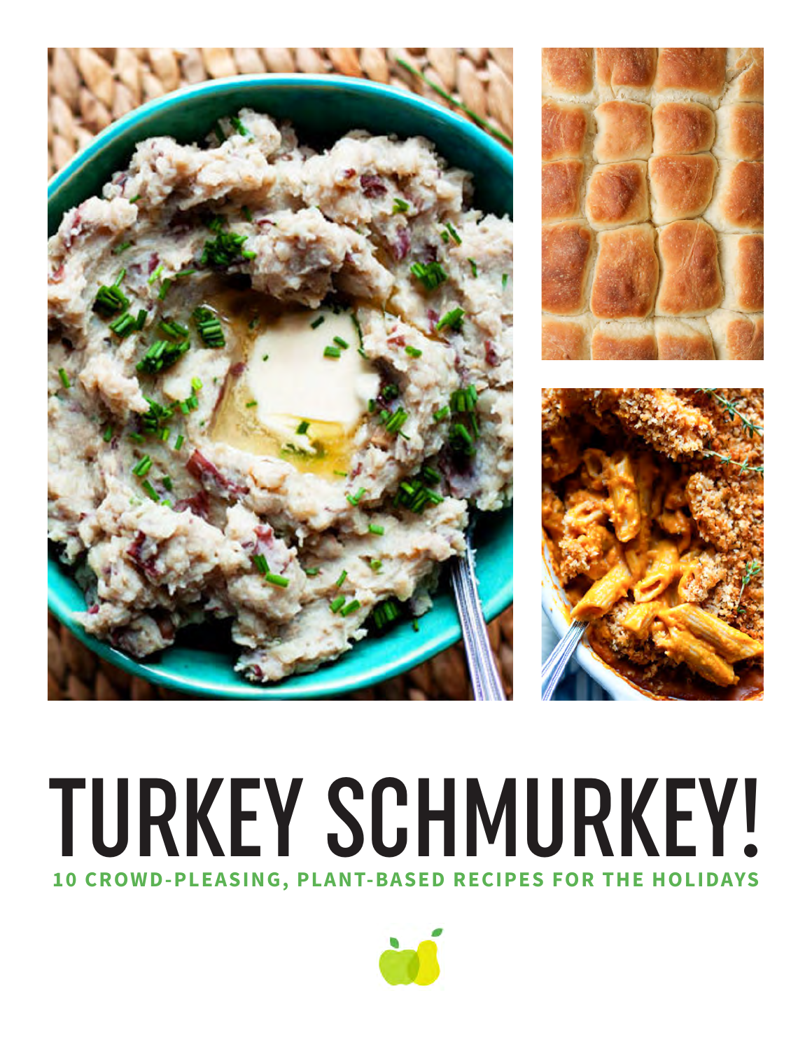# TURKEY SCHMURKEY!

**10 CROWD-PLEASING, PLANT-BASED RECIPES FOR THE HOLIDAYS**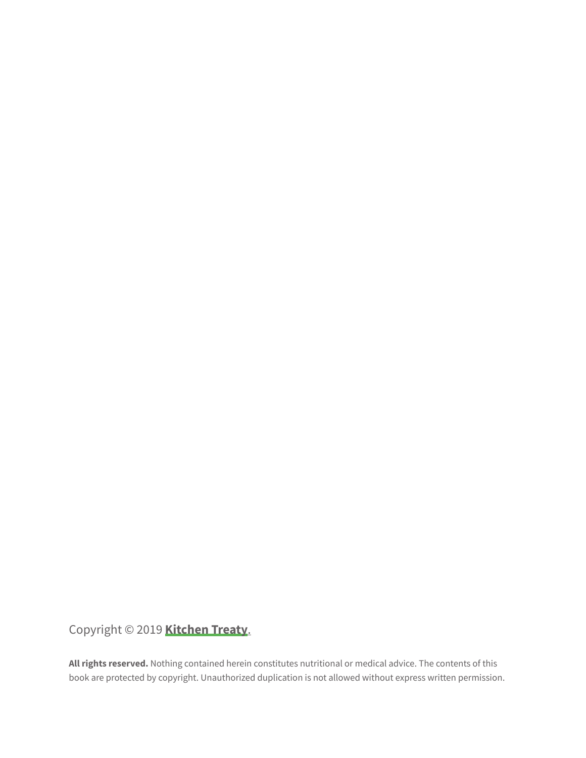Copyright © 2019 **Kitchen Treaty**.

**All rights reserved.** Nothing contained herein constitutes nutritional or medical advice. The contents of this book are protected by copyright. Unauthorized duplication is not allowed without express written permission.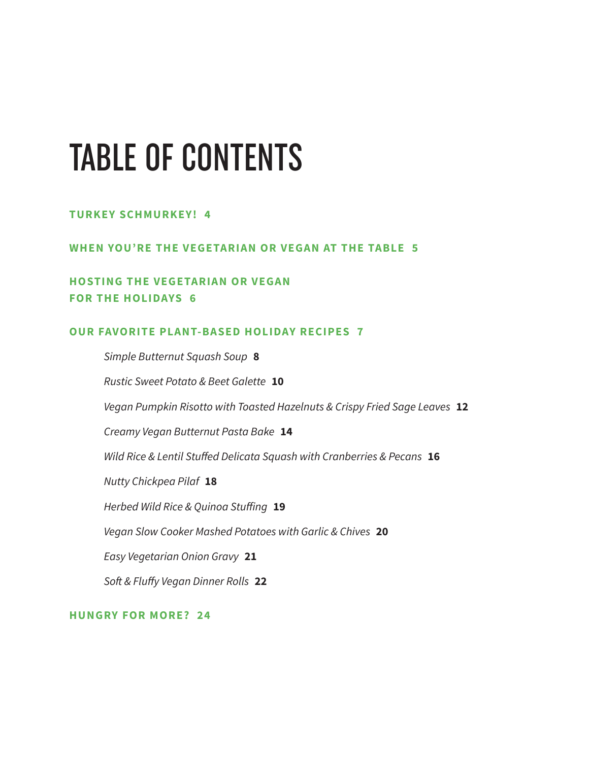# TABLE OF CONTENTS

**TURKEY SCHMURKEY! 4**

**WHEN YOU'RE THE VEGETARIAN OR VEGAN AT THE TABLE 5**

**HOSTING THE VEGETARIAN OR VEGAN FOR THE HOLIDAYS 6**

**OUR FAVORITE PLANT-BASED HOLIDAY RECIPES 7**

- *Simple Butternut Squash Soup* **8**
- *Rustic Sweet Potato & Beet Galette* **10**
- *Vegan Pumpkin Risotto with Toasted Hazelnuts & Crispy Fried Sage Leaves* **12**
- *Creamy Vegan Butternut Pasta Bake* **14**
- *Wild Rice & Lentil Stuffed Delicata Squash with Cranberries & Pecans* **16**
- *Nutty Chickpea Pilaf* **18**
- *Herbed Wild Rice & Quinoa Stuffing* **19**
- *Vegan Slow Cooker Mashed Potatoes with Garlic & Chives* **20**
- *Easy Vegetarian Onion Gravy* **21**
- *Soft & Fluffy Vegan Dinner Rolls* **22**

**HUNGRY FOR MORE? 24**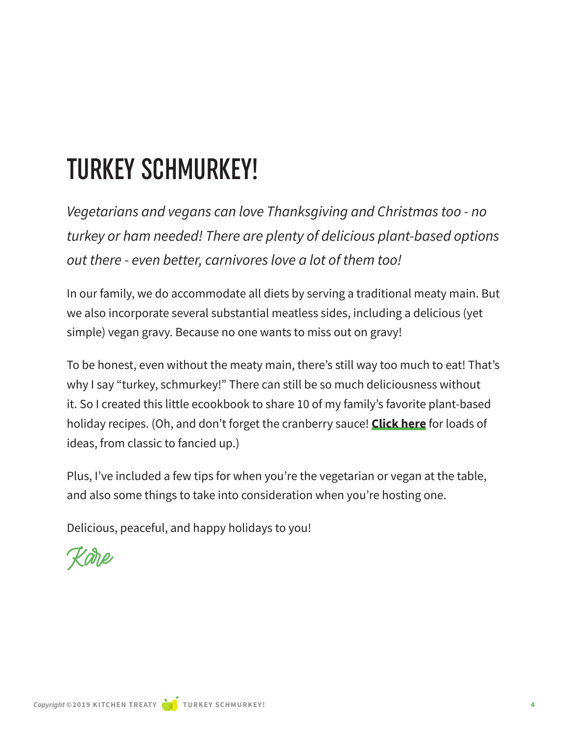# TURKEY SCHMURKEY!

*Vegetarians and vegans can love Thanksgiving and Christmas too - no turkey or ham needed! There are plenty of delicious plant-based options out there - even better, carnivores love a lot of them too!*

In our family, we do accommodate all diets by serving a traditional meaty main. But we also incorporate several substantial meatless sides, including a delicious (yet simple) vegan gravy. Because no one wants to miss out on gravy!

To be honest, even without the meaty main, there's still way too much to eat! That's why I say "turkey, schmurkey!" There can still be so much deliciousness without it. So I created this little ecookbook to share 10 of my family's favorite plant-based holiday recipes. (Oh, and don't forget the cranberry sauce! **Click here** for loads of ideas, from classic to fancied up.)

Plus, I've included a few tips for when you're the vegetarian or vegan at the table, and also some things to take into consideration when you're hosting one.

Delicious, peaceful, and happy holidays to you!

Kare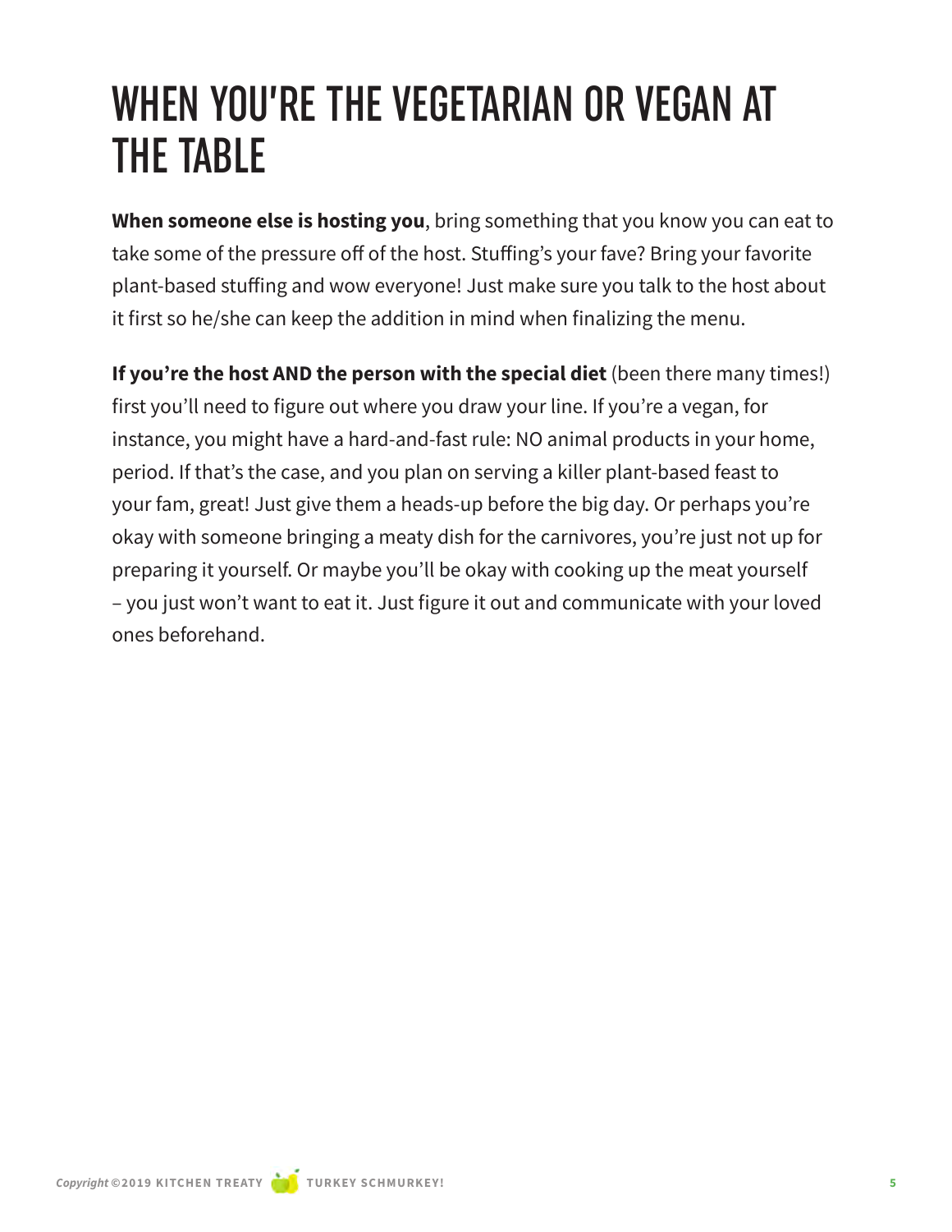# WHEN YOU'RE THE VEGETARIAN OR VEGAN AT THE TABLE

**When someone else is hosting you**, bring something that you know you can eat to take some of the pressure off of the host. Stuffing's your fave? Bring your favorite plant-based stuffing and wow everyone! Just make sure you talk to the host about it first so he/she can keep the addition in mind when finalizing the menu.

**If you're the host AND the person with the special diet** (been there many times!) first you'll need to figure out where you draw your line. If you're a vegan, for instance, you might have a hard-and-fast rule: NO animal products in your home, period. If that's the case, and you plan on serving a killer plant-based feast to your fam, great! Just give them a heads-up before the big day. Or perhaps you're okay with someone bringing a meaty dish for the carnivores, you're just not up for preparing it yourself. Or maybe you'll be okay with cooking up the meat yourself – you just won't want to eat it. Just figure it out and communicate with your loved ones beforehand.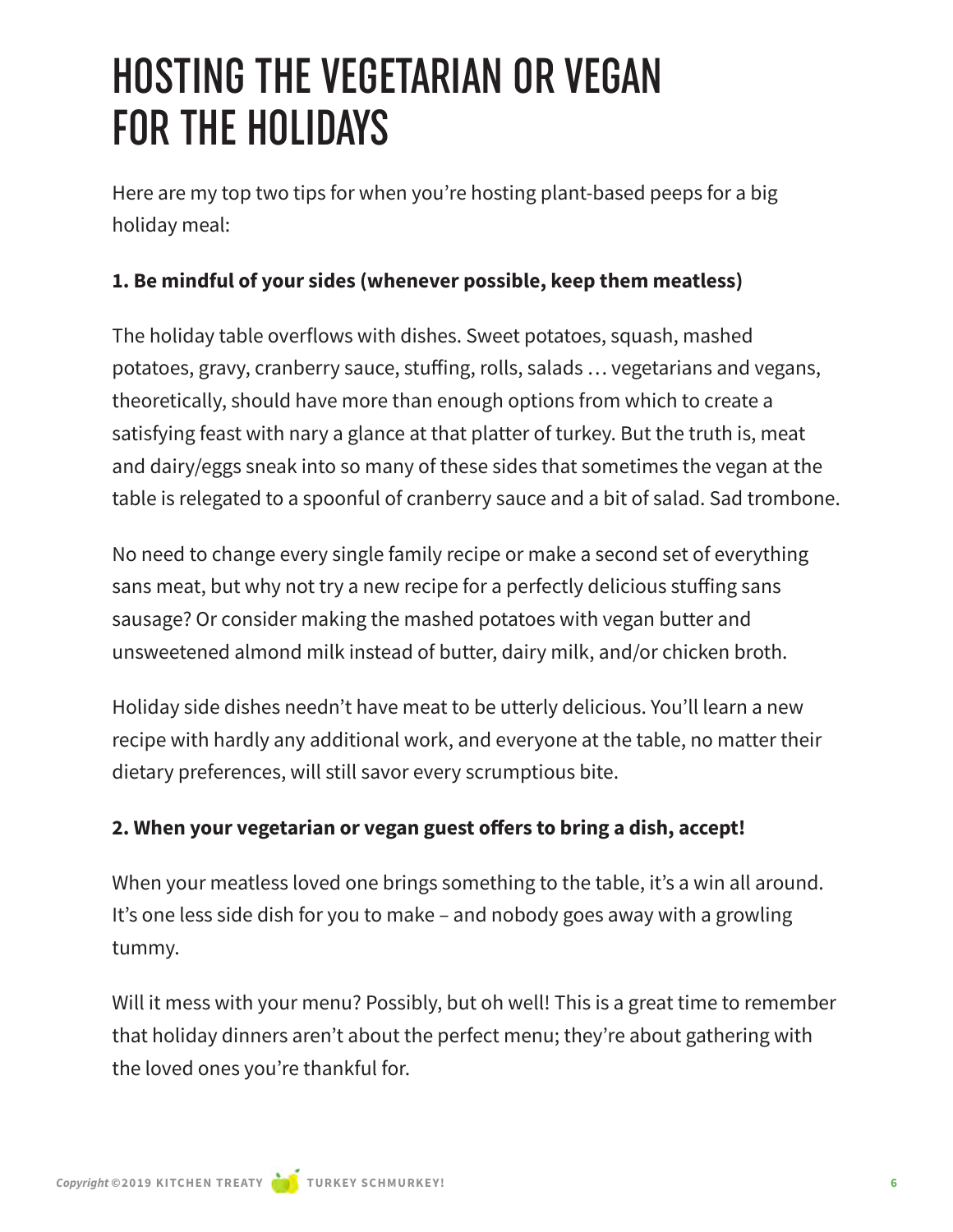# HOSTING THE VEGETARIAN OR VEGAN FOR THE HOLIDAYS

Here are my top two tips for when you're hosting plant-based peeps for a big holiday meal:

**1. Be mindful of your sides (whenever possible, keep them meatless)**

The holiday table overflows with dishes. Sweet potatoes, squash, mashed potatoes, gravy, cranberry sauce, stuffing, rolls, salads … vegetarians and vegans, theoretically, should have more than enough options from which to create a satisfying feast with nary a glance at that platter of turkey. But the truth is, meat and dairy/eggs sneak into so many of these sides that sometimes the vegan at the table is relegated to a spoonful of cranberry sauce and a bit of salad. Sad trombone.

No need to change every single family recipe or make a second set of everything sans meat, but why not try a new recipe for a perfectly delicious stuffing sans sausage? Or consider making the mashed potatoes with vegan butter and unsweetened almond milk instead of butter, dairy milk, and/or chicken broth.

Holiday side dishes needn't have meat to be utterly delicious. You'll learn a new recipe with hardly any additional work, and everyone at the table, no matter their dietary preferences, will still savor every scrumptious bite.

**2. When your vegetarian or vegan guest offers to bring a dish, accept!**

When your meatless loved one brings something to the table, it's a win all around. It's one less side dish for you to make – and nobody goes away with a growling tummy.

Will it mess with your menu? Possibly, but oh well! This is a great time to remember that holiday dinners aren't about the perfect menu; they're about gathering with the loved ones you're thankful for.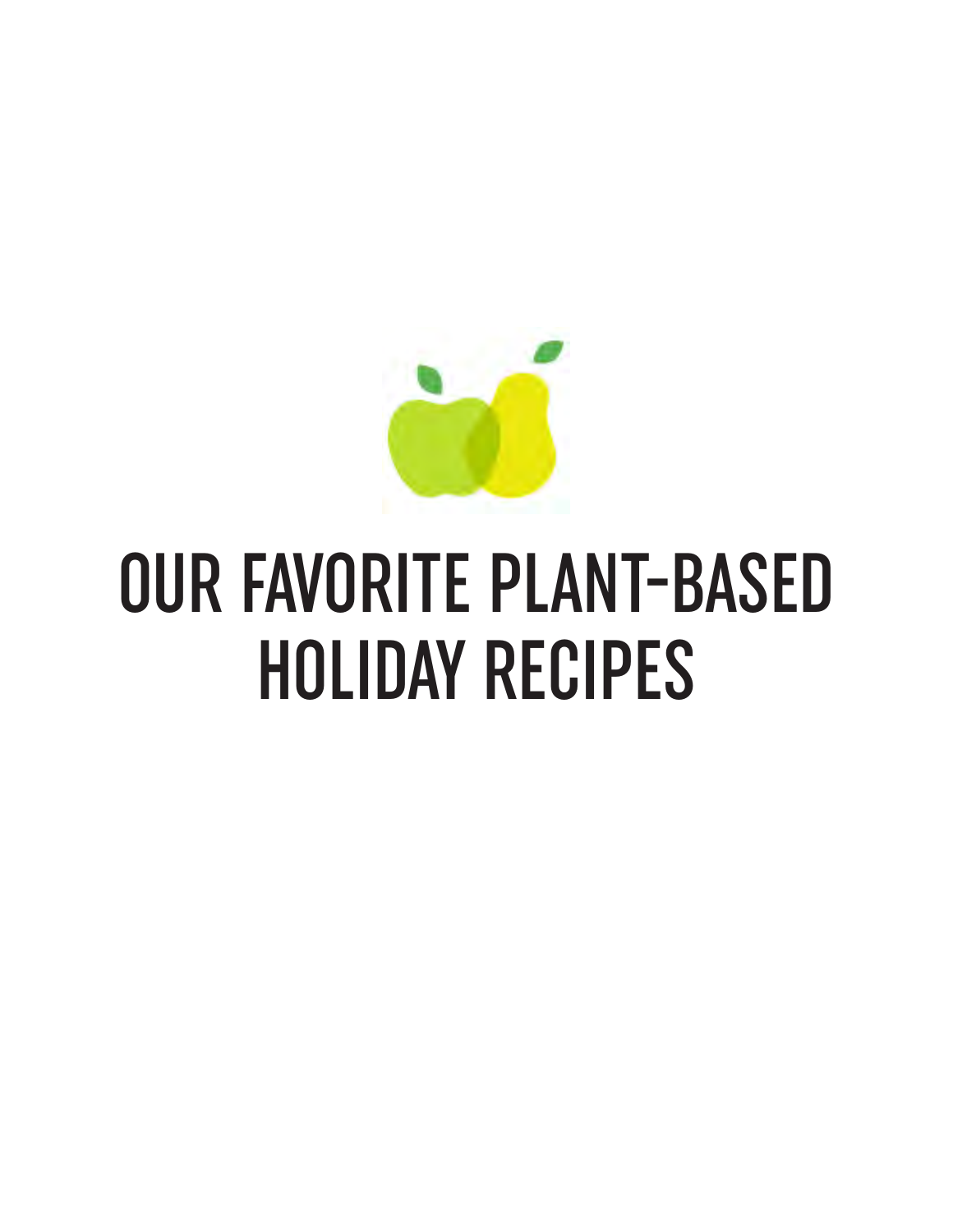# OUR FAVORITE PLANT-BASED HOLIDAY RECIPES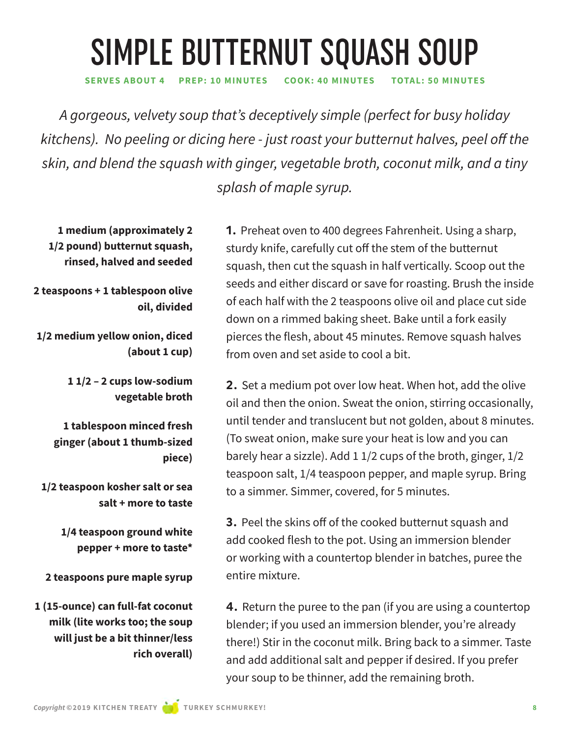# SIMPLE BUTTERNUT SQUASH SOUP

**SERVES ABOUT 4 PREP: 10 MINUTES COOK: 40 MINUTES TOTAL: 50 MINUTES**

*A gorgeous, velvety soup that's deceptively simple (perfect for busy holiday kitchens). No peeling or dicing here - just roast your butternut halves, peel off the skin, and blend the squash with ginger, vegetable broth, coconut milk, and a tiny splash of maple syrup.*

**1 medium (approximately 2 1/2 pound) butternut squash, rinsed, halved and seeded**

**2 teaspoons + 1 tablespoon olive oil, divided**

**1/2 medium yellow onion, diced (about 1 cup)**

**1 1/2 – 2 cups low-sodium vegetable broth**

**1 tablespoon minced fresh ginger (about 1 thumb-sized piece)**

**1/2 teaspoon kosher salt or sea salt + more to taste**

**1/4 teaspoon ground white pepper + more to taste***

**2 teaspoons pure maple syrup**

**1 (15-ounce) can full-fat coconut milk (lite works too; the soup will just be a bit thinner/less rich overall)**

**1.** Preheat oven to 400 degrees Fahrenheit. Using a sharp, sturdy knife, carefully cut off the stem of the butternut squash, then cut the squash in half vertically. Scoop out the seeds and either discard or save for roasting. Brush the inside of each half with the 2 teaspoons olive oil and place cut side down on a rimmed baking sheet. Bake until a fork easily pierces the flesh, about 45 minutes. Remove squash halves from oven and set aside to cool a bit.

**2.** Set a medium pot over low heat. When hot, add the olive oil and then the onion. Sweat the onion, stirring occasionally, until tender and translucent but not golden, about 8 minutes. (To sweat onion, make sure your heat is low and you can barely hear a sizzle). Add 1 1/2 cups of the broth, ginger, 1/2 teaspoon salt, 1/4 teaspoon pepper, and maple syrup. Bring to a simmer. Simmer, covered, for 5 minutes.

**3.** Peel the skins off of the cooked butternut squash and add cooked flesh to the pot. Using an immersion blender or working with a countertop blender in batches, puree the entire mixture.

**4.** Return the puree to the pan (if you are using a countertop blender; if you used an immersion blender, you're already there!) Stir in the coconut milk. Bring back to a simmer. Taste and add additional salt and pepper if desired. If you prefer your soup to be thinner, add the remaining broth.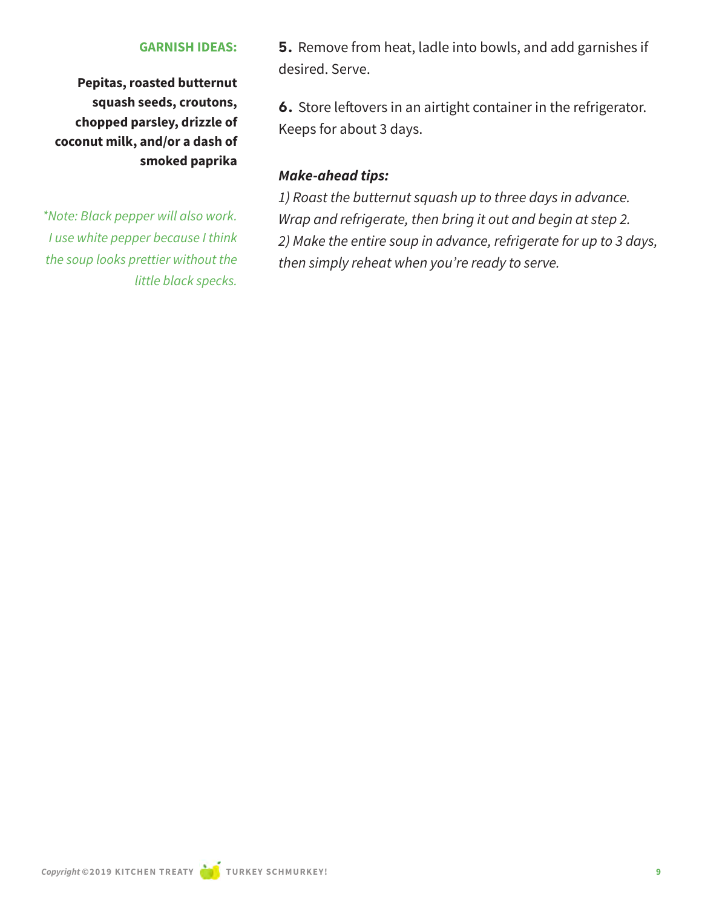**GARNISH IDEAS:**

**Pepitas, roasted butternut squash seeds, croutons, chopped parsley, drizzle of coconut milk, and/or a dash of smoked paprika**

*\*Note: Black pepper will also work. I use white pepper because I think the soup looks prettier without the little black specks.*

**5.** Remove from heat, ladle into bowls, and add garnishes if desired. Serve.

**6.** Store leftovers in an airtight container in the refrigerator. Keeps for about 3 days.

***Make-ahead tips:***

*1) Roast the butternut squash up to three days in advance. Wrap and refrigerate, then bring it out and begin at step 2.*
*2) Make the entire soup in advance, refrigerate for up to 3 days, then simply reheat when you're ready to serve.*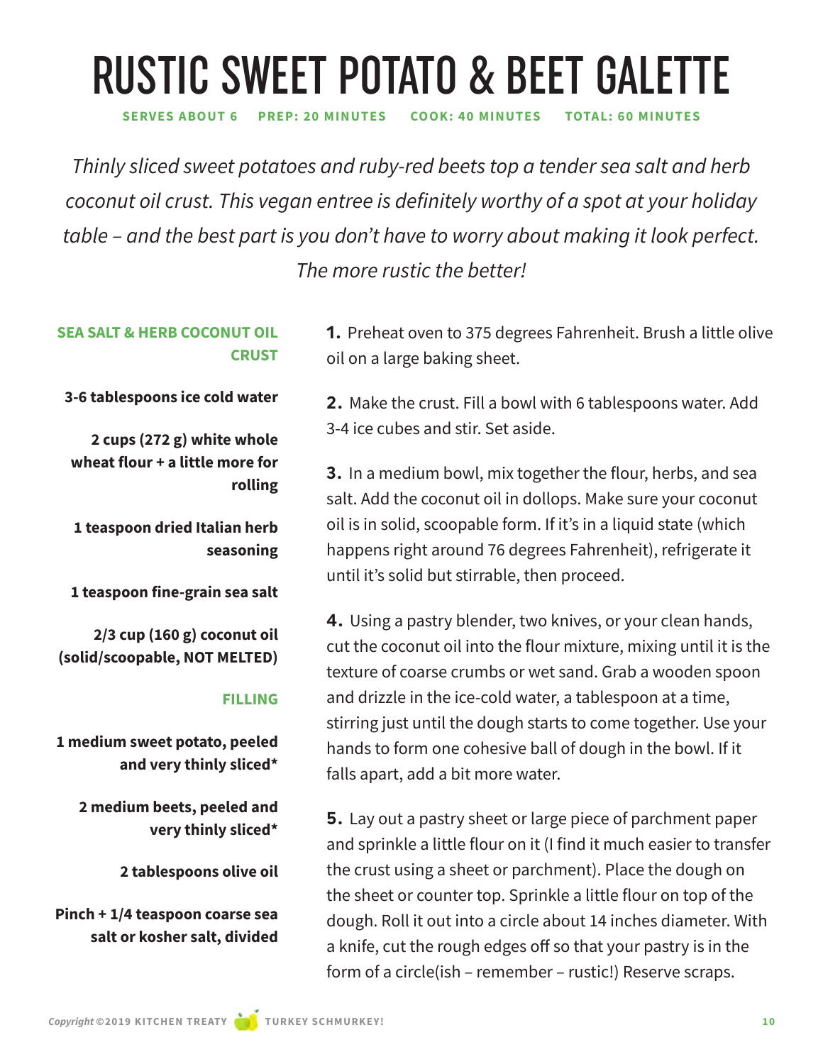# RUSTIC SWEET POTATO & BEET GALETTE

**SERVES ABOUT 6 PREP: 20 MINUTES COOK: 40 MINUTES TOTAL: 60 MINUTES**

*Thinly sliced sweet potatoes and ruby-red beets top a tender sea salt and herb coconut oil crust. This vegan entree is definitely worthy of a spot at your holiday table – and the best part is you don't have to worry about making it look perfect. The more rustic the better!*

### SEA SALT & HERB COCONUT OIL CRUST

**3-6 tablespoons ice cold water**

**2 cups (272 g) white whole wheat flour + a little more for rolling**

**1 teaspoon dried Italian herb seasoning**

**1 teaspoon fine-grain sea salt**

**2/3 cup (160 g) coconut oil (solid/scoopable, NOT MELTED)**

### FILLING

**1 medium sweet potato, peeled and very thinly sliced***

**2 medium beets, peeled and very thinly sliced***

**2 tablespoons olive oil**

**Pinch + 1/4 teaspoon coarse sea salt or kosher salt, divided**

**1.** Preheat oven to 375 degrees Fahrenheit. Brush a little olive oil on a large baking sheet.

**2.** Make the crust. Fill a bowl with 6 tablespoons water. Add 3-4 ice cubes and stir. Set aside.

**3.** In a medium bowl, mix together the flour, herbs, and sea salt. Add the coconut oil in dollops. Make sure your coconut oil is in solid, scoopable form. If it's in a liquid state (which happens right around 76 degrees Fahrenheit), refrigerate it until it's solid but stirrable, then proceed.

**4.** Using a pastry blender, two knives, or your clean hands, cut the coconut oil into the flour mixture, mixing until it is the texture of coarse crumbs or wet sand. Grab a wooden spoon and drizzle in the ice-cold water, a tablespoon at a time, stirring just until the dough starts to come together. Use your hands to form one cohesive ball of dough in the bowl. If it falls apart, add a bit more water.

**5.** Lay out a pastry sheet or large piece of parchment paper and sprinkle a little flour on it (I find it much easier to transfer the crust using a sheet or parchment). Place the dough on the sheet or counter top. Sprinkle a little flour on top of the dough. Roll it out into a circle about 14 inches diameter. With a knife, cut the rough edges off so that your pastry is in the form of a circle(ish – remember – rustic!) Reserve scraps.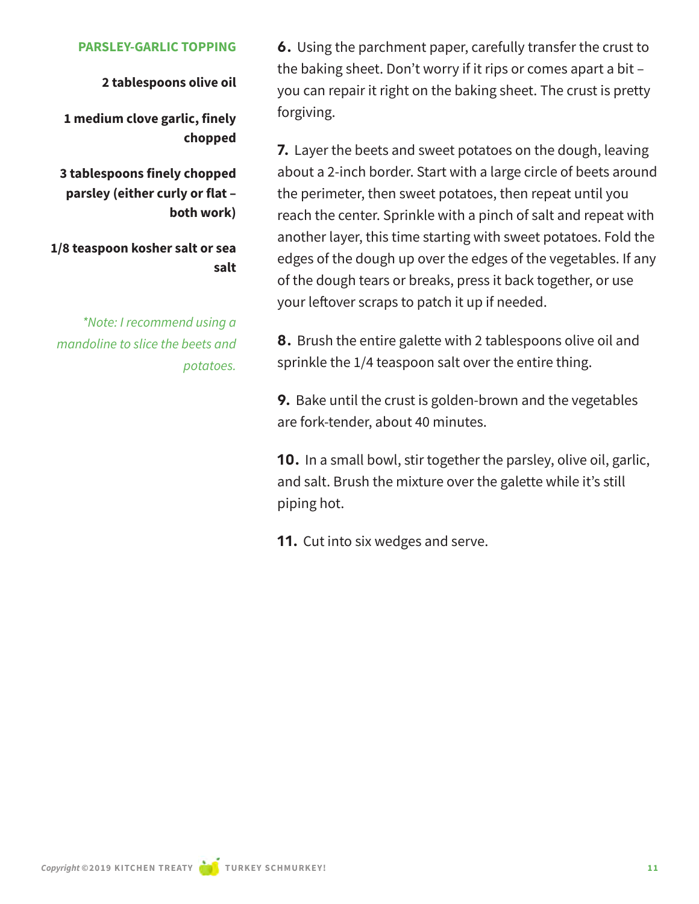### PARSLEY-GARLIC TOPPING

**2 tablespoons olive oil**

**1 medium clove garlic, finely chopped**

**3 tablespoons finely chopped parsley (either curly or flat – both work)**

**1/8 teaspoon kosher salt or sea salt**

*\*Note: I recommend using a mandoline to slice the beets and potatoes.*

**6.** Using the parchment paper, carefully transfer the crust to the baking sheet. Don't worry if it rips or comes apart a bit – you can repair it right on the baking sheet. The crust is pretty forgiving.

**7.** Layer the beets and sweet potatoes on the dough, leaving about a 2-inch border. Start with a large circle of beets around the perimeter, then sweet potatoes, then repeat until you reach the center. Sprinkle with a pinch of salt and repeat with another layer, this time starting with sweet potatoes. Fold the edges of the dough up over the edges of the vegetables. If any of the dough tears or breaks, press it back together, or use your leftover scraps to patch it up if needed.

**8.** Brush the entire galette with 2 tablespoons olive oil and sprinkle the 1/4 teaspoon salt over the entire thing.

**9.** Bake until the crust is golden-brown and the vegetables are fork-tender, about 40 minutes.

**10.** In a small bowl, stir together the parsley, olive oil, garlic, and salt. Brush the mixture over the galette while it's still piping hot.

**11.** Cut into six wedges and serve.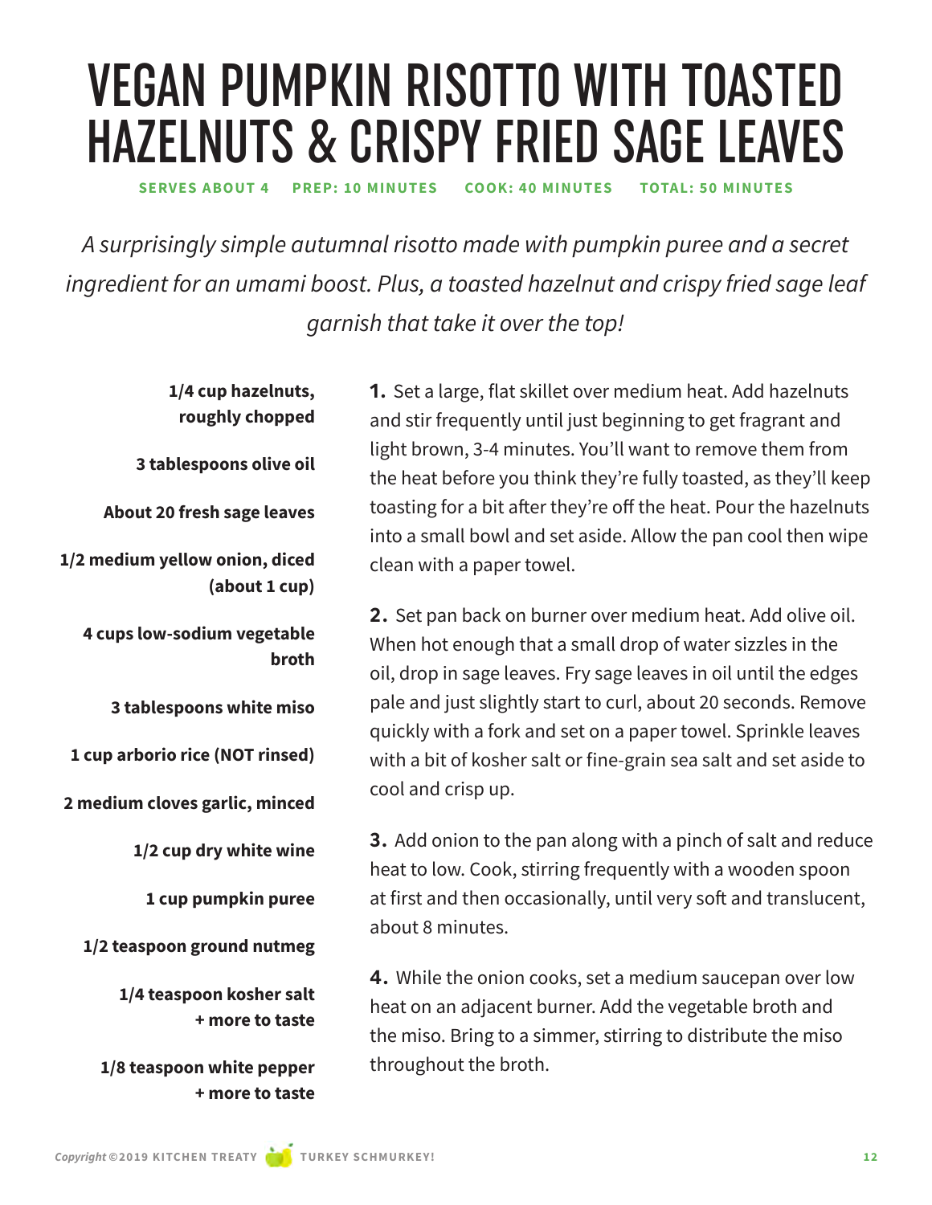# VEGAN PUMPKIN RISOTTO WITH TOASTED HAZELNUTS & CRISPY FRIED SAGE LEAVES

**SERVES ABOUT 4  PREP: 10 MINUTES  COOK: 40 MINUTES  TOTAL: 50 MINUTES**

*A surprisingly simple autumnal risotto made with pumpkin puree and a secret ingredient for an umami boost. Plus, a toasted hazelnut and crispy fried sage leaf garnish that take it over the top!*

**1/4 cup hazelnuts, roughly chopped**

**3 tablespoons olive oil**

**About 20 fresh sage leaves**

**1/2 medium yellow onion, diced (about 1 cup)**

**4 cups low-sodium vegetable broth**

**3 tablespoons white miso**

**1 cup arborio rice (NOT rinsed)**

**2 medium cloves garlic, minced**

**1/2 cup dry white wine**

**1 cup pumpkin puree**

**1/2 teaspoon ground nutmeg**

**1/4 teaspoon kosher salt + more to taste**

**1/8 teaspoon white pepper + more to taste**

**1.** Set a large, flat skillet over medium heat. Add hazelnuts and stir frequently until just beginning to get fragrant and light brown, 3-4 minutes. You'll want to remove them from the heat before you think they're fully toasted, as they'll keep toasting for a bit after they're off the heat. Pour the hazelnuts into a small bowl and set aside. Allow the pan cool then wipe clean with a paper towel.

**2.** Set pan back on burner over medium heat. Add olive oil. When hot enough that a small drop of water sizzles in the oil, drop in sage leaves. Fry sage leaves in oil until the edges pale and just slightly start to curl, about 20 seconds. Remove quickly with a fork and set on a paper towel. Sprinkle leaves with a bit of kosher salt or fine-grain sea salt and set aside to cool and crisp up.

**3.** Add onion to the pan along with a pinch of salt and reduce heat to low. Cook, stirring frequently with a wooden spoon at first and then occasionally, until very soft and translucent, about 8 minutes.

**4.** While the onion cooks, set a medium saucepan over low heat on an adjacent burner. Add the vegetable broth and the miso. Bring to a simmer, stirring to distribute the miso throughout the broth.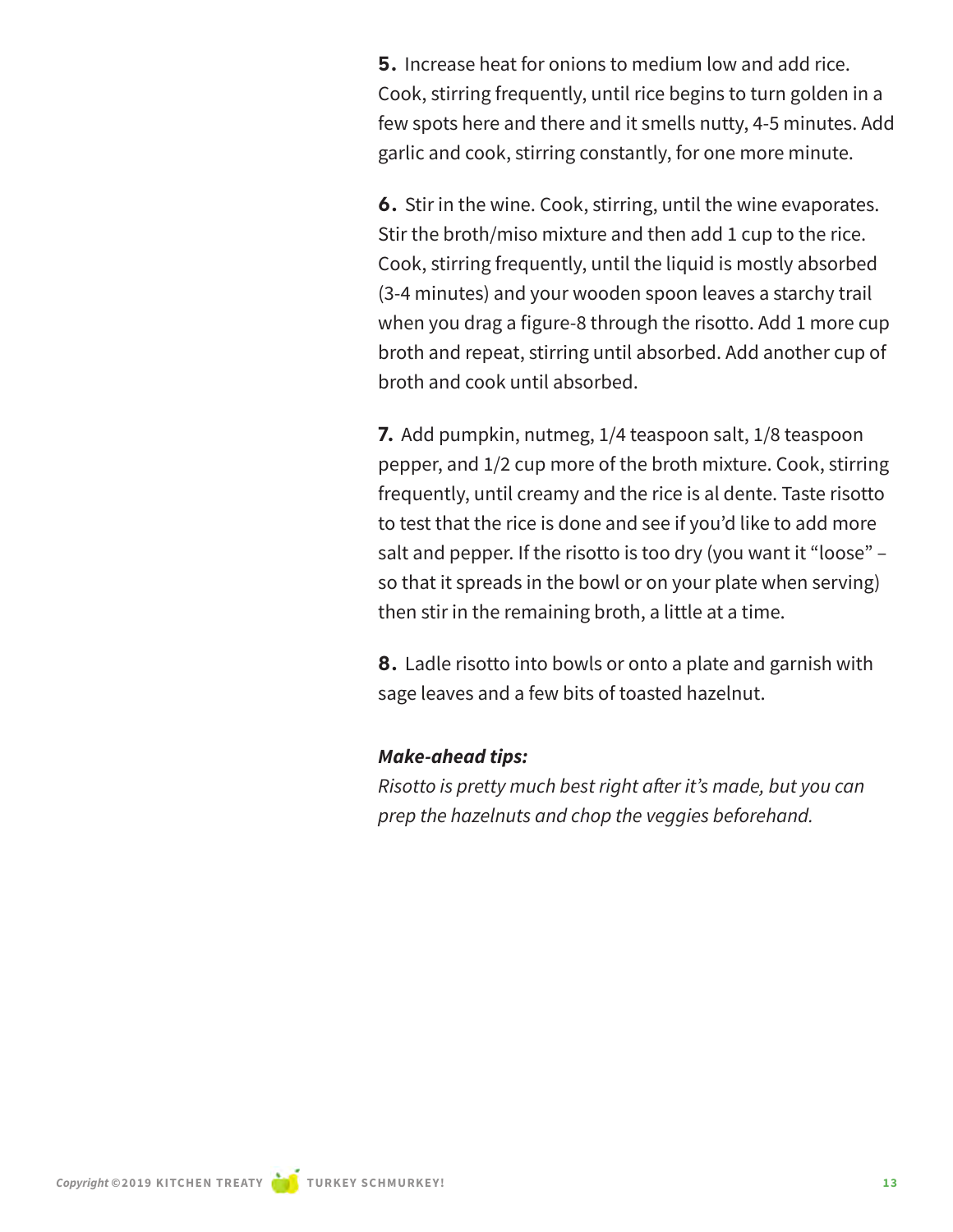**5.** Increase heat for onions to medium low and add rice. Cook, stirring frequently, until rice begins to turn golden in a few spots here and there and it smells nutty, 4-5 minutes. Add garlic and cook, stirring constantly, for one more minute.

**6.** Stir in the wine. Cook, stirring, until the wine evaporates. Stir the broth/miso mixture and then add 1 cup to the rice. Cook, stirring frequently, until the liquid is mostly absorbed (3-4 minutes) and your wooden spoon leaves a starchy trail when you drag a figure-8 through the risotto. Add 1 more cup broth and repeat, stirring until absorbed. Add another cup of broth and cook until absorbed.

**7.** Add pumpkin, nutmeg, 1/4 teaspoon salt, 1/8 teaspoon pepper, and 1/2 cup more of the broth mixture. Cook, stirring frequently, until creamy and the rice is al dente. Taste risotto to test that the rice is done and see if you'd like to add more salt and pepper. If the risotto is too dry (you want it "loose" – so that it spreads in the bowl or on your plate when serving) then stir in the remaining broth, a little at a time.

**8.** Ladle risotto into bowls or onto a plate and garnish with sage leaves and a few bits of toasted hazelnut.

***Make-ahead tips:***

*Risotto is pretty much best right after it's made, but you can prep the hazelnuts and chop the veggies beforehand.*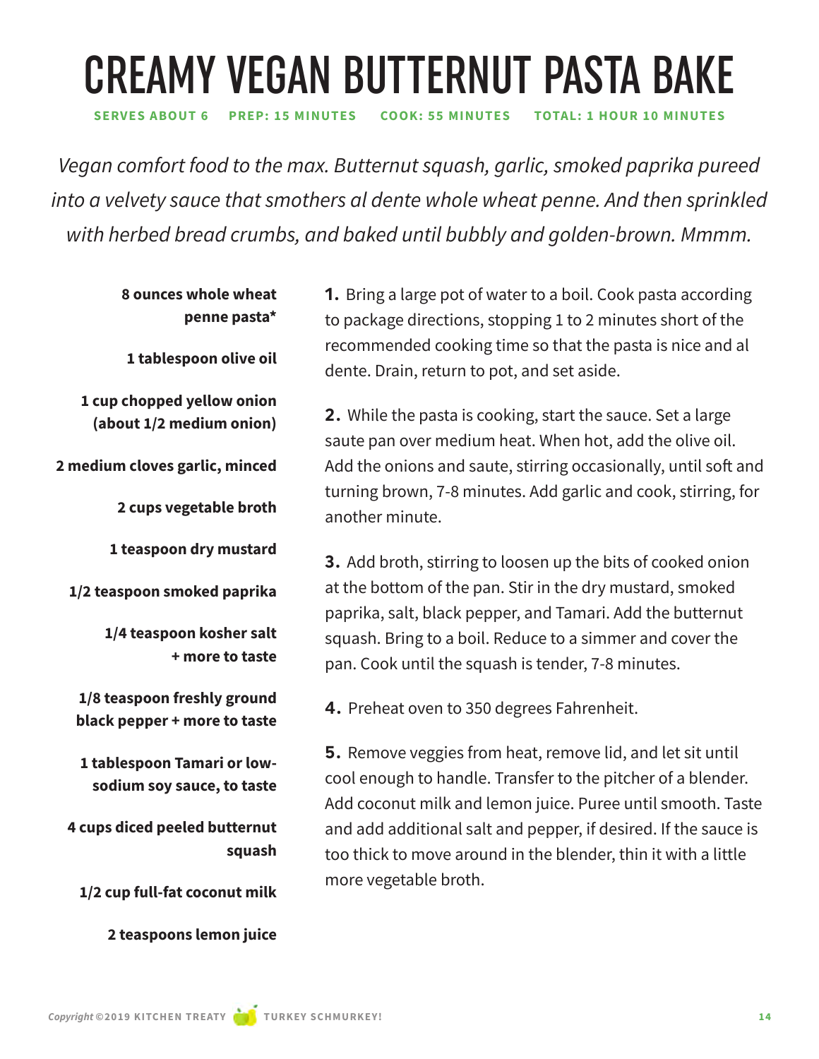# CREAMY VEGAN BUTTERNUT PASTA BAKE

**SERVES ABOUT 6 PREP: 15 MINUTES COOK: 55 MINUTES TOTAL: 1 HOUR 10 MINUTES**

*Vegan comfort food to the max. Butternut squash, garlic, smoked paprika pureed into a velvety sauce that smothers al dente whole wheat penne. And then sprinkled with herbed bread crumbs, and baked until bubbly and golden-brown. Mmmm.*

**8 ounces whole wheat penne pasta***

**1 tablespoon olive oil**

**1 cup chopped yellow onion (about 1/2 medium onion)**

**2 medium cloves garlic, minced**

**2 cups vegetable broth**

**1 teaspoon dry mustard**

**1/2 teaspoon smoked paprika**

**1/4 teaspoon kosher salt + more to taste**

**1/8 teaspoon freshly ground black pepper + more to taste**

**1 tablespoon Tamari or low-sodium soy sauce, to taste**

**4 cups diced peeled butternut squash**

**1/2 cup full-fat coconut milk**

**2 teaspoons lemon juice**

**1.** Bring a large pot of water to a boil. Cook pasta according to package directions, stopping 1 to 2 minutes short of the recommended cooking time so that the pasta is nice and al dente. Drain, return to pot, and set aside.

**2.** While the pasta is cooking, start the sauce. Set a large saute pan over medium heat. When hot, add the olive oil. Add the onions and saute, stirring occasionally, until soft and turning brown, 7-8 minutes. Add garlic and cook, stirring, for another minute.

**3.** Add broth, stirring to loosen up the bits of cooked onion at the bottom of the pan. Stir in the dry mustard, smoked paprika, salt, black pepper, and Tamari. Add the butternut squash. Bring to a boil. Reduce to a simmer and cover the pan. Cook until the squash is tender, 7-8 minutes.

**4.** Preheat oven to 350 degrees Fahrenheit.

**5.** Remove veggies from heat, remove lid, and let sit until cool enough to handle. Transfer to the pitcher of a blender. Add coconut milk and lemon juice. Puree until smooth. Taste and add additional salt and pepper, if desired. If the sauce is too thick to move around in the blender, thin it with a little more vegetable broth.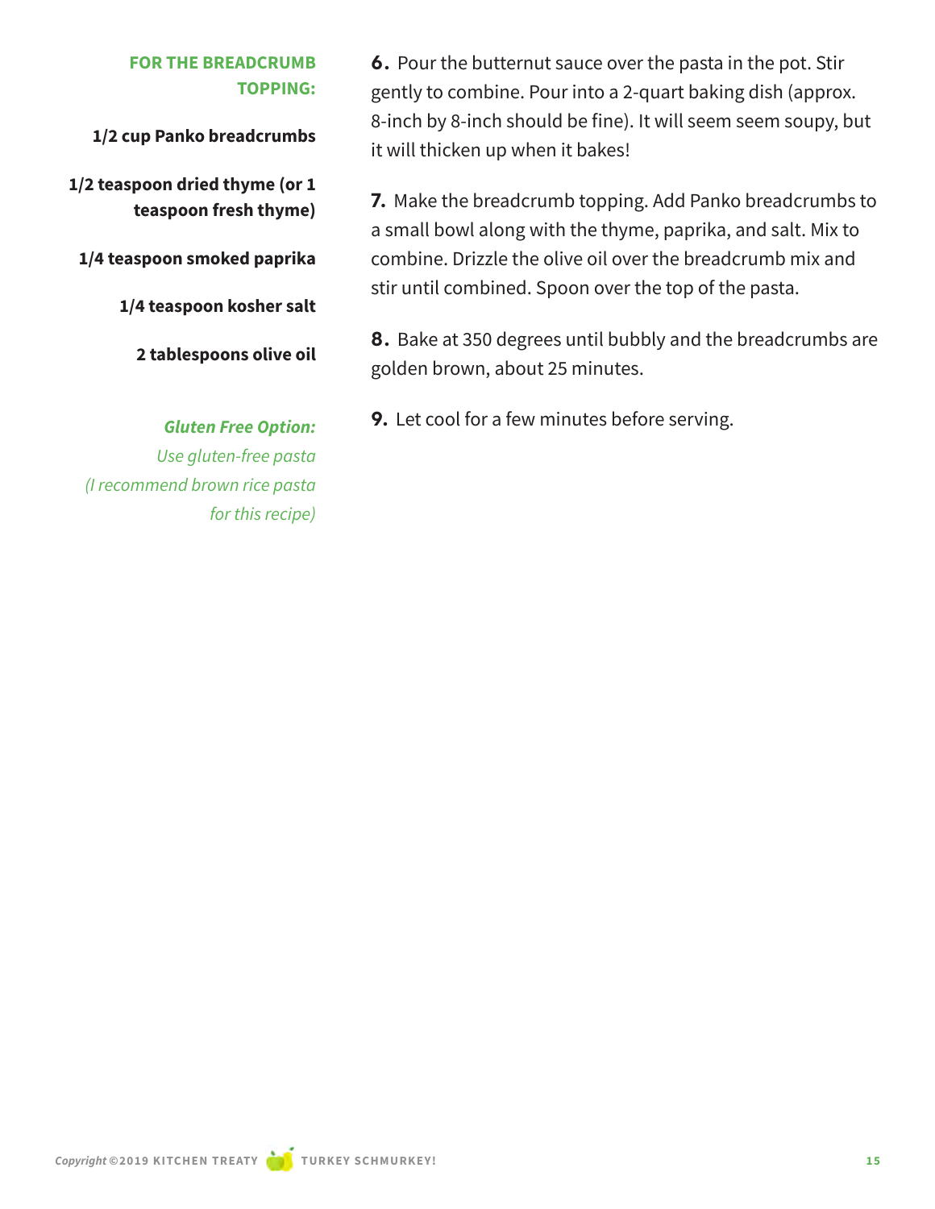### FOR THE BREADCRUMB TOPPING:

**1/2 cup Panko breadcrumbs**

**1/2 teaspoon dried thyme (or 1 teaspoon fresh thyme)**

**1/4 teaspoon smoked paprika**

**1/4 teaspoon kosher salt**

**2 tablespoons olive oil**

***Gluten Free Option:***
*Use gluten-free pasta (I recommend brown rice pasta for this recipe)*

**6.** Pour the butternut sauce over the pasta in the pot. Stir gently to combine. Pour into a 2-quart baking dish (approx. 8-inch by 8-inch should be fine). It will seem seem soupy, but it will thicken up when it bakes!

**7.** Make the breadcrumb topping. Add Panko breadcrumbs to a small bowl along with the thyme, paprika, and salt. Mix to combine. Drizzle the olive oil over the breadcrumb mix and stir until combined. Spoon over the top of the pasta.

**8.** Bake at 350 degrees until bubbly and the breadcrumbs are golden brown, about 25 minutes.

**9.** Let cool for a few minutes before serving.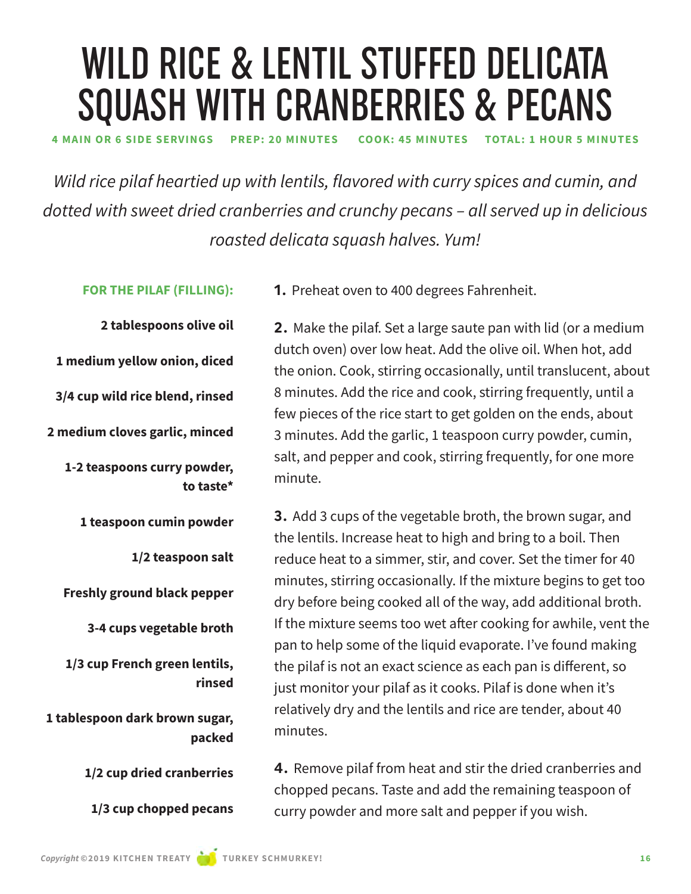# WILD RICE & LENTIL STUFFED DELICATA SQUASH WITH CRANBERRIES & PECANS

**4 MAIN OR 6 SIDE SERVINGS PREP: 20 MINUTES COOK: 45 MINUTES TOTAL: 1 HOUR 5 MINUTES**

*Wild rice pilaf heartied up with lentils, flavored with curry spices and cumin, and dotted with sweet dried cranberries and crunchy pecans – all served up in delicious roasted delicata squash halves. Yum!*

**FOR THE PILAF (FILLING):**

- **2 tablespoons olive oil**
- **1 medium yellow onion, diced**
- **3/4 cup wild rice blend, rinsed**
- **2 medium cloves garlic, minced**
- **1-2 teaspoons curry powder, to taste***
- **1 teaspoon cumin powder**
- **1/2 teaspoon salt**
- **Freshly ground black pepper**
- **3-4 cups vegetable broth**
- **1/3 cup French green lentils, rinsed**
- **1 tablespoon dark brown sugar, packed**
- **1/2 cup dried cranberries**
- **1/3 cup chopped pecans**

**1.** Preheat oven to 400 degrees Fahrenheit.

**2.** Make the pilaf. Set a large saute pan with lid (or a medium dutch oven) over low heat. Add the olive oil. When hot, add the onion. Cook, stirring occasionally, until translucent, about 8 minutes. Add the rice and cook, stirring frequently, until a few pieces of the rice start to get golden on the ends, about 3 minutes. Add the garlic, 1 teaspoon curry powder, cumin, salt, and pepper and cook, stirring frequently, for one more minute.

**3.** Add 3 cups of the vegetable broth, the brown sugar, and the lentils. Increase heat to high and bring to a boil. Then reduce heat to a simmer, stir, and cover. Set the timer for 40 minutes, stirring occasionally. If the mixture begins to get too dry before being cooked all of the way, add additional broth. If the mixture seems too wet after cooking for awhile, vent the pan to help some of the liquid evaporate. I've found making the pilaf is not an exact science as each pan is different, so just monitor your pilaf as it cooks. Pilaf is done when it's relatively dry and the lentils and rice are tender, about 40 minutes.

**4.** Remove pilaf from heat and stir the dried cranberries and chopped pecans. Taste and add the remaining teaspoon of curry powder and more salt and pepper if you wish.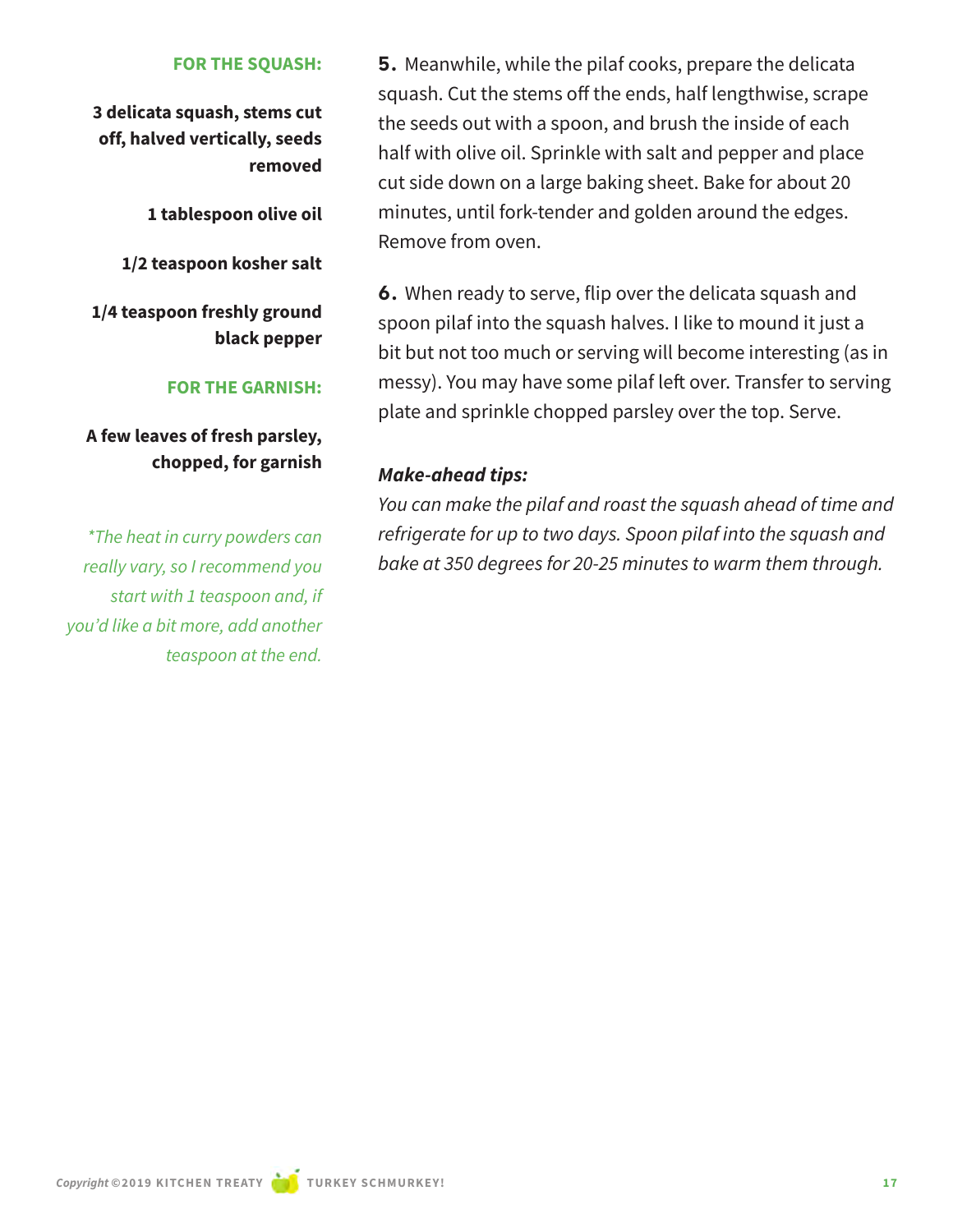**FOR THE SQUASH:**

**3 delicata squash, stems cut off, halved vertically, seeds removed**

**1 tablespoon olive oil**

**1/2 teaspoon kosher salt**

**1/4 teaspoon freshly ground black pepper**

**FOR THE GARNISH:**

**A few leaves of fresh parsley, chopped, for garnish**

*\*The heat in curry powders can really vary, so I recommend you start with 1 teaspoon and, if you'd like a bit more, add another teaspoon at the end.*

**5.** Meanwhile, while the pilaf cooks, prepare the delicata squash. Cut the stems off the ends, half lengthwise, scrape the seeds out with a spoon, and brush the inside of each half with olive oil. Sprinkle with salt and pepper and place cut side down on a large baking sheet. Bake for about 20 minutes, until fork-tender and golden around the edges. Remove from oven.

**6.** When ready to serve, flip over the delicata squash and spoon pilaf into the squash halves. I like to mound it just a bit but not too much or serving will become interesting (as in messy). You may have some pilaf left over. Transfer to serving plate and sprinkle chopped parsley over the top. Serve.

***Make-ahead tips:***

*You can make the pilaf and roast the squash ahead of time and refrigerate for up to two days. Spoon pilaf into the squash and bake at 350 degrees for 20-25 minutes to warm them through.*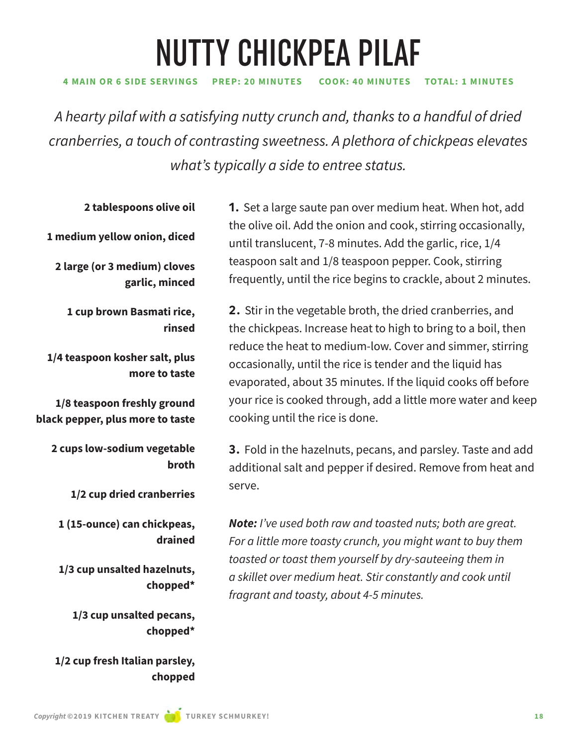# NUTTY CHICKPEA PILAF

**4 MAIN OR 6 SIDE SERVINGS PREP: 20 MINUTES COOK: 40 MINUTES TOTAL: 1 MINUTES**

*A hearty pilaf with a satisfying nutty crunch and, thanks to a handful of dried cranberries, a touch of contrasting sweetness. A plethora of chickpeas elevates what's typically a side to entree status.*

- **2 tablespoons olive oil**
- **1 medium yellow onion, diced**
- **2 large (or 3 medium) cloves garlic, minced**
- **1 cup brown Basmati rice, rinsed**
- **1/4 teaspoon kosher salt, plus more to taste**
- **1/8 teaspoon freshly ground black pepper, plus more to taste**
- **2 cups low-sodium vegetable broth**
- **1/2 cup dried cranberries**
- **1 (15-ounce) can chickpeas, drained**
- **1/3 cup unsalted hazelnuts, chopped***
- **1/3 cup unsalted pecans, chopped***
- **1/2 cup fresh Italian parsley, chopped**

**1.** Set a large saute pan over medium heat. When hot, add the olive oil. Add the onion and cook, stirring occasionally, until translucent, 7-8 minutes. Add the garlic, rice, 1/4 teaspoon salt and 1/8 teaspoon pepper. Cook, stirring frequently, until the rice begins to crackle, about 2 minutes.

**2.** Stir in the vegetable broth, the dried cranberries, and the chickpeas. Increase heat to high to bring to a boil, then reduce the heat to medium-low. Cover and simmer, stirring occasionally, until the rice is tender and the liquid has evaporated, about 35 minutes. If the liquid cooks off before your rice is cooked through, add a little more water and keep cooking until the rice is done.

**3.** Fold in the hazelnuts, pecans, and parsley. Taste and add additional salt and pepper if desired. Remove from heat and serve.

***Note:*** *I've used both raw and toasted nuts; both are great. For a little more toasty crunch, you might want to buy them toasted or toast them yourself by dry-sauteeing them in a skillet over medium heat. Stir constantly and cook until fragrant and toasty, about 4-5 minutes.*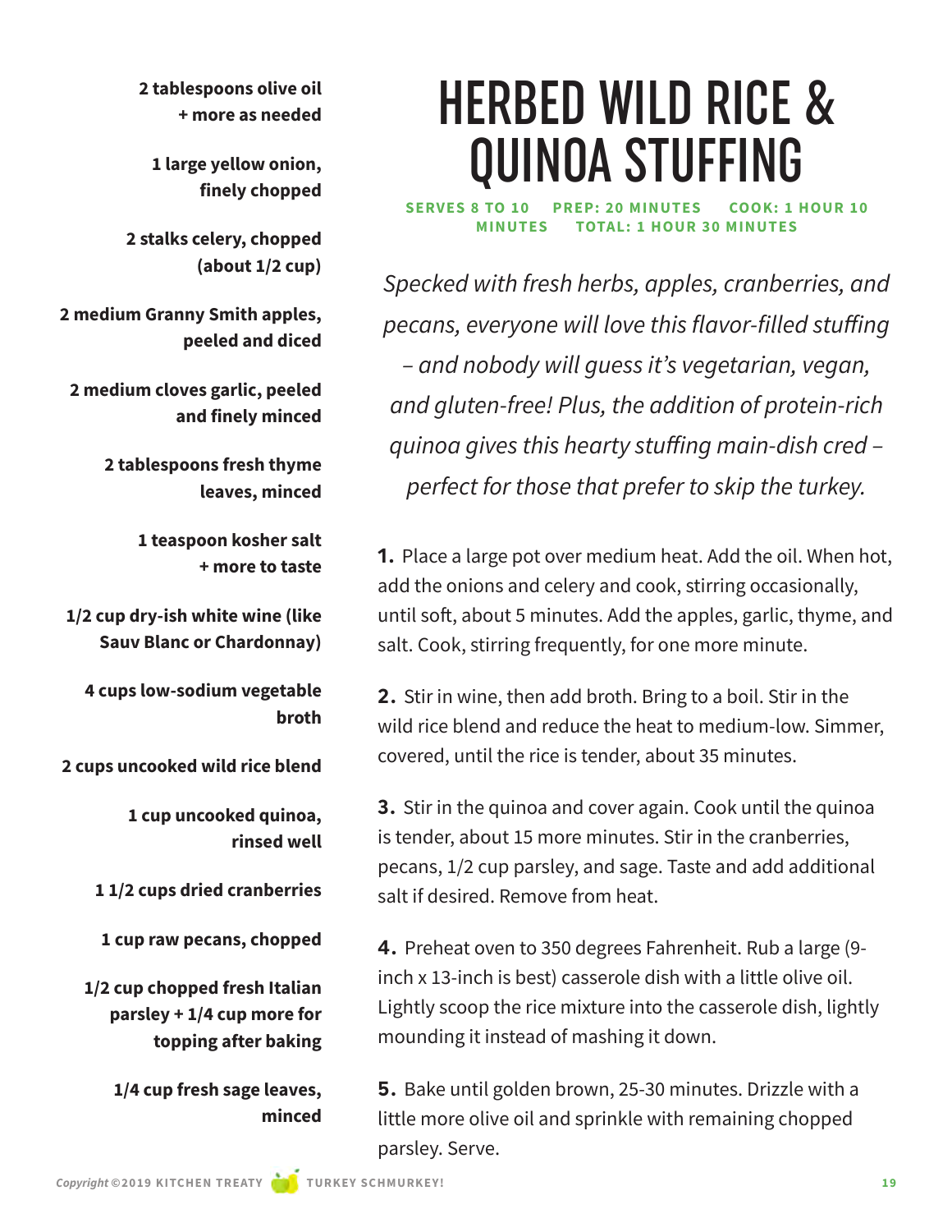# HERBED WILD RICE & QUINOA STUFFING

**SERVES 8 TO 10 PREP: 20 MINUTES COOK: 1 HOUR 10 MINUTES TOTAL: 1 HOUR 30 MINUTES**

*Specked with fresh herbs, apples, cranberries, and pecans, everyone will love this flavor-filled stuffing – and nobody will guess it's vegetarian, vegan, and gluten-free! Plus, the addition of protein-rich quinoa gives this hearty stuffing main-dish cred – perfect for those that prefer to skip the turkey.*

- **2 tablespoons olive oil + more as needed**
- **1 large yellow onion, finely chopped**
- **2 stalks celery, chopped (about 1/2 cup)**
- **2 medium Granny Smith apples, peeled and diced**
- **2 medium cloves garlic, peeled and finely minced**
- **2 tablespoons fresh thyme leaves, minced**
- **1 teaspoon kosher salt + more to taste**
- **1/2 cup dry-ish white wine (like Sauv Blanc or Chardonnay)**
- **4 cups low-sodium vegetable broth**
- **2 cups uncooked wild rice blend**
- **1 cup uncooked quinoa, rinsed well**
- **1 1/2 cups dried cranberries**
- **1 cup raw pecans, chopped**
- **1/2 cup chopped fresh Italian parsley + 1/4 cup more for topping after baking**
- **1/4 cup fresh sage leaves, minced**

**1.** Place a large pot over medium heat. Add the oil. When hot, add the onions and celery and cook, stirring occasionally, until soft, about 5 minutes. Add the apples, garlic, thyme, and salt. Cook, stirring frequently, for one more minute.

**2.** Stir in wine, then add broth. Bring to a boil. Stir in the wild rice blend and reduce the heat to medium-low. Simmer, covered, until the rice is tender, about 35 minutes.

**3.** Stir in the quinoa and cover again. Cook until the quinoa is tender, about 15 more minutes. Stir in the cranberries, pecans, 1/2 cup parsley, and sage. Taste and add additional salt if desired. Remove from heat.

**4.** Preheat oven to 350 degrees Fahrenheit. Rub a large (9-inch x 13-inch is best) casserole dish with a little olive oil. Lightly scoop the rice mixture into the casserole dish, lightly mounding it instead of mashing it down.

**5.** Bake until golden brown, 25-30 minutes. Drizzle with a little more olive oil and sprinkle with remaining chopped parsley. Serve.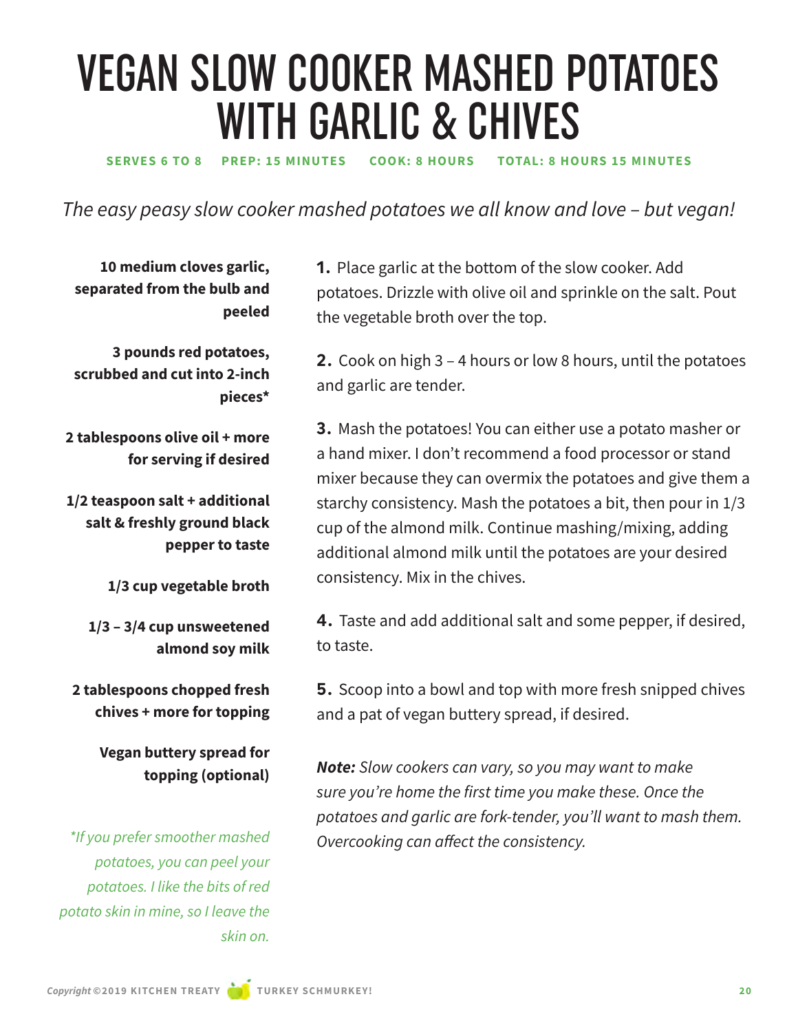# VEGAN SLOW COOKER MASHED POTATOES WITH GARLIC & CHIVES

**SERVES 6 TO 8 PREP: 15 MINUTES COOK: 8 HOURS TOTAL: 8 HOURS 15 MINUTES**

*The easy peasy slow cooker mashed potatoes we all know and love – but vegan!*

**10 medium cloves garlic, separated from the bulb and peeled**

**3 pounds red potatoes, scrubbed and cut into 2-inch pieces***

**2 tablespoons olive oil + more for serving if desired**

**1/2 teaspoon salt + additional salt & freshly ground black pepper to taste**

**1/3 cup vegetable broth**

**1/3 – 3/4 cup unsweetened almond soy milk**

**2 tablespoons chopped fresh chives + more for topping**

**Vegan buttery spread for topping (optional)**

**If you prefer smoother mashed potatoes, you can peel your potatoes. I like the bits of red potato skin in mine, so I leave the skin on.*

**1.** Place garlic at the bottom of the slow cooker. Add potatoes. Drizzle with olive oil and sprinkle on the salt. Pout the vegetable broth over the top.

**2.** Cook on high 3 – 4 hours or low 8 hours, until the potatoes and garlic are tender.

**3.** Mash the potatoes! You can either use a potato masher or a hand mixer. I don't recommend a food processor or stand mixer because they can overmix the potatoes and give them a starchy consistency. Mash the potatoes a bit, then pour in 1/3 cup of the almond milk. Continue mashing/mixing, adding additional almond milk until the potatoes are your desired consistency. Mix in the chives.

**4.** Taste and add additional salt and some pepper, if desired, to taste.

**5.** Scoop into a bowl and top with more fresh snipped chives and a pat of vegan buttery spread, if desired.

***Note:*** *Slow cookers can vary, so you may want to make sure you're home the first time you make these. Once the potatoes and garlic are fork-tender, you'll want to mash them. Overcooking can affect the consistency.*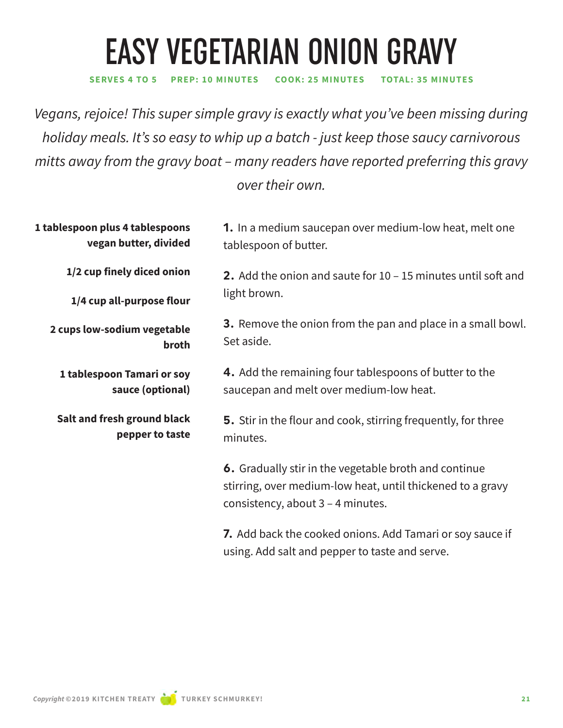# EASY VEGETARIAN ONION GRAVY

**SERVES 4 TO 5** **PREP: 10 MINUTES** **COOK: 25 MINUTES** **TOTAL: 35 MINUTES**

*Vegans, rejoice! This super simple gravy is exactly what you've been missing during holiday meals. It's so easy to whip up a batch - just keep those saucy carnivorous mitts away from the gravy boat – many readers have reported preferring this gravy over their own.*

**1 tablespoon plus 4 tablespoons vegan butter, divided**

**1/2 cup finely diced onion**

**1/4 cup all-purpose flour**

**2 cups low-sodium vegetable broth**

**1 tablespoon Tamari or soy sauce (optional)**

**Salt and fresh ground black pepper to taste**

1. In a medium saucepan over medium-low heat, melt one tablespoon of butter.
2. Add the onion and saute for 10 – 15 minutes until soft and light brown.
3. Remove the onion from the pan and place in a small bowl. Set aside.
4. Add the remaining four tablespoons of butter to the saucepan and melt over medium-low heat.
5. Stir in the flour and cook, stirring frequently, for three minutes.
6. Gradually stir in the vegetable broth and continue stirring, over medium-low heat, until thickened to a gravy consistency, about 3 – 4 minutes.
7. Add back the cooked onions. Add Tamari or soy sauce if using. Add salt and pepper to taste and serve.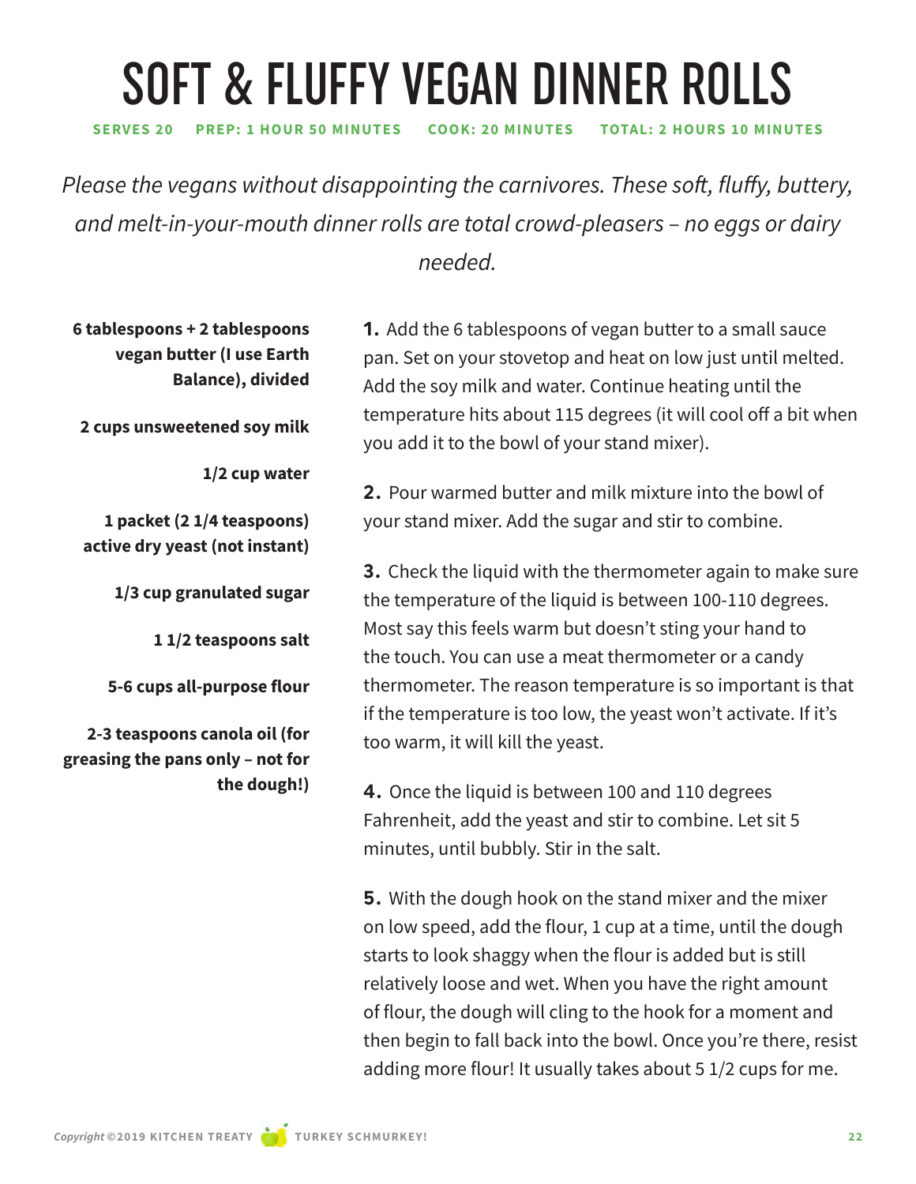# SOFT & FLUFFY VEGAN DINNER ROLLS

**SERVES 20 PREP: 1 HOUR 50 MINUTES COOK: 20 MINUTES TOTAL: 2 HOURS 10 MINUTES**

*Please the vegans without disappointing the carnivores. These soft, fluffy, buttery, and melt-in-your-mouth dinner rolls are total crowd-pleasers – no eggs or dairy needed.*

**6 tablespoons + 2 tablespoons vegan butter (I use Earth Balance), divided**

**2 cups unsweetened soy milk**

**1/2 cup water**

**1 packet (2 1/4 teaspoons) active dry yeast (not instant)**

**1/3 cup granulated sugar**

**1 1/2 teaspoons salt**

**5-6 cups all-purpose flour**

**2-3 teaspoons canola oil (for greasing the pans only – not for the dough!)**

**1.** Add the 6 tablespoons of vegan butter to a small sauce pan. Set on your stovetop and heat on low just until melted. Add the soy milk and water. Continue heating until the temperature hits about 115 degrees (it will cool off a bit when you add it to the bowl of your stand mixer).

**2.** Pour warmed butter and milk mixture into the bowl of your stand mixer. Add the sugar and stir to combine.

**3.** Check the liquid with the thermometer again to make sure the temperature of the liquid is between 100-110 degrees. Most say this feels warm but doesn't sting your hand to the touch. You can use a meat thermometer or a candy thermometer. The reason temperature is so important is that if the temperature is too low, the yeast won't activate. If it's too warm, it will kill the yeast.

**4.** Once the liquid is between 100 and 110 degrees Fahrenheit, add the yeast and stir to combine. Let sit 5 minutes, until bubbly. Stir in the salt.

**5.** With the dough hook on the stand mixer and the mixer on low speed, add the flour, 1 cup at a time, until the dough starts to look shaggy when the flour is added but is still relatively loose and wet. When you have the right amount of flour, the dough will cling to the hook for a moment and then begin to fall back into the bowl. Once you're there, resist adding more flour! It usually takes about 5 1/2 cups for me.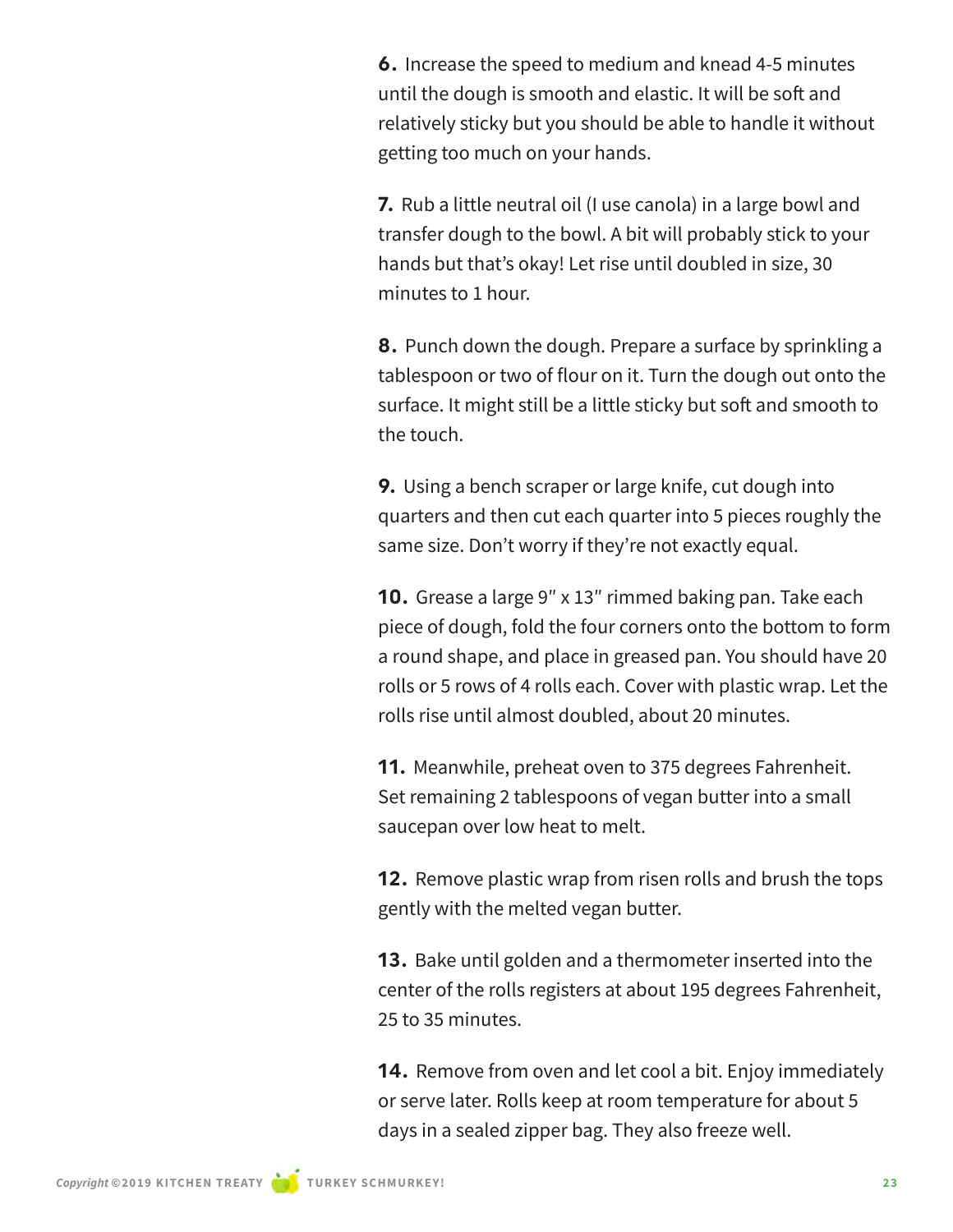**6.** Increase the speed to medium and knead 4-5 minutes until the dough is smooth and elastic. It will be soft and relatively sticky but you should be able to handle it without getting too much on your hands.

**7.** Rub a little neutral oil (I use canola) in a large bowl and transfer dough to the bowl. A bit will probably stick to your hands but that's okay! Let rise until doubled in size, 30 minutes to 1 hour.

**8.** Punch down the dough. Prepare a surface by sprinkling a tablespoon or two of flour on it. Turn the dough out onto the surface. It might still be a little sticky but soft and smooth to the touch.

**9.** Using a bench scraper or large knife, cut dough into quarters and then cut each quarter into 5 pieces roughly the same size. Don't worry if they're not exactly equal.

**10.** Grease a large 9″ x 13″ rimmed baking pan. Take each piece of dough, fold the four corners onto the bottom to form a round shape, and place in greased pan. You should have 20 rolls or 5 rows of 4 rolls each. Cover with plastic wrap. Let the rolls rise until almost doubled, about 20 minutes.

**11.** Meanwhile, preheat oven to 375 degrees Fahrenheit. Set remaining 2 tablespoons of vegan butter into a small saucepan over low heat to melt.

**12.** Remove plastic wrap from risen rolls and brush the tops gently with the melted vegan butter.

**13.** Bake until golden and a thermometer inserted into the center of the rolls registers at about 195 degrees Fahrenheit, 25 to 35 minutes.

**14.** Remove from oven and let cool a bit. Enjoy immediately or serve later. Rolls keep at room temperature for about 5 days in a sealed zipper bag. They also freeze well.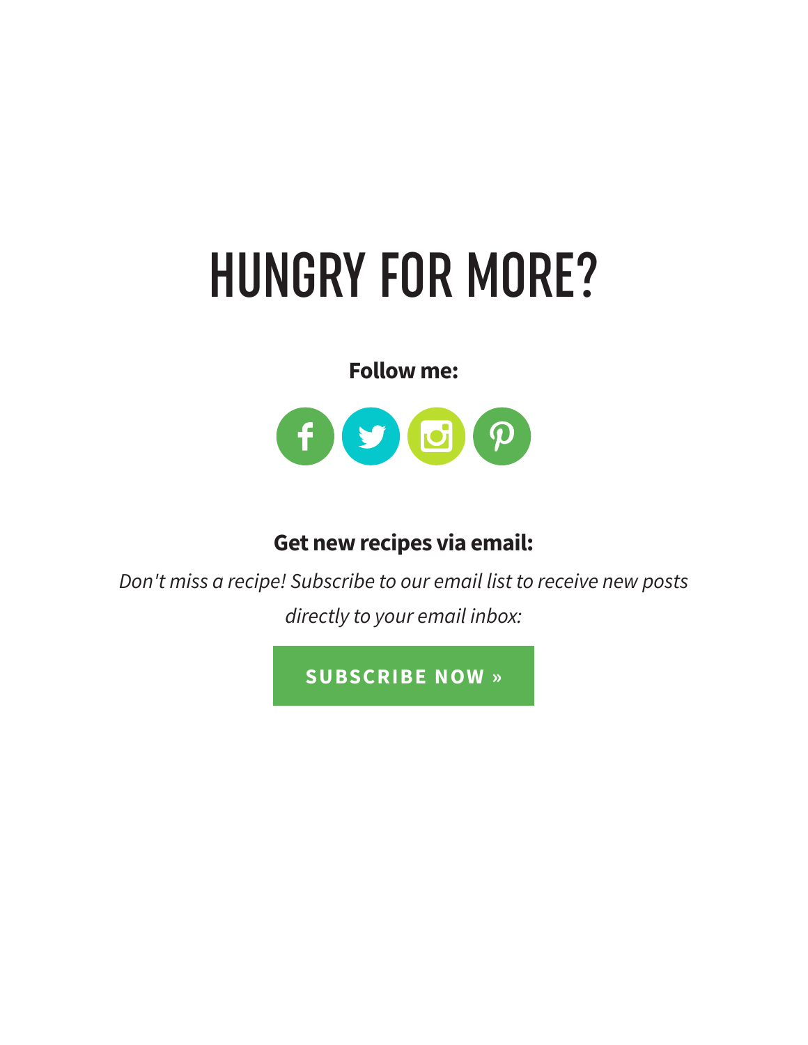# HUNGRY FOR MORE?

**Follow me:**

**Get new recipes via email:**

*Don't miss a recipe! Subscribe to our email list to receive new posts directly to your email inbox:*

**SUBSCRIBE NOW »**